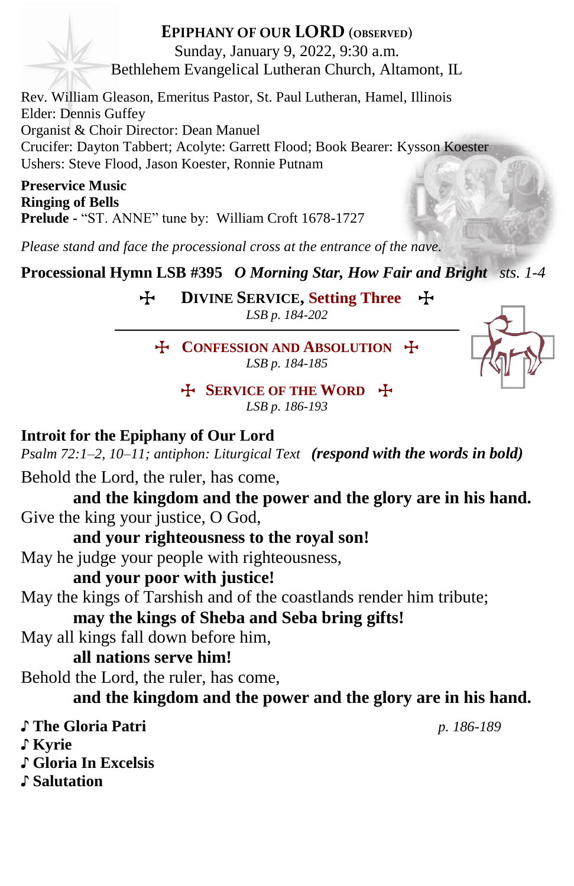# EPIPHANY OF OUR LORD (OBSERVED)

Sunday, January 9, 2022, 9:30 a.m.
Bethlehem Evangelical Lutheran Church, Altamont, IL

Rev. William Gleason, Emeritus Pastor, St. Paul Lutheran, Hamel, Illinois
Elder: Dennis Guffey
Organist & Choir Director: Dean Manuel
Crucifer: Dayton Tabbert; Acolyte: Garrett Flood; Book Bearer: Kysson Koester
Ushers: Steve Flood, Jason Koester, Ronnie Putnam

**Preservice Music**
**Ringing of Bells**
**Prelude** - "ST. ANNE" tune by: William Croft 1678-1727

*Please stand and face the processional cross at the entrance of the nave.*

**Processional Hymn LSB #395** ***O Morning Star, How Fair and Bright*** *sts. 1-4*

## ☩ DIVINE SERVICE, Setting Three ☩

*LSB p. 184-202*

### ☩ CONFESSION AND ABSOLUTION ☩

*LSB p. 184-185*

### ☩ SERVICE OF THE WORD ☩

*LSB p. 186-193*

**Introit for the Epiphany of Our Lord**
*Psalm 72:1–2, 10–11; antiphon: Liturgical Text* ***(respond with the words in bold)***

Behold the Lord, the ruler, has come,
**and the kingdom and the power and the glory are in his hand.**
Give the king your justice, O God,
**and your righteousness to the royal son!**
May he judge your people with righteousness,
**and your poor with justice!**
May the kings of Tarshish and of the coastlands render him tribute;
**may the kings of Sheba and Seba bring gifts!**
May all kings fall down before him,
**all nations serve him!**
Behold the Lord, the ruler, has come,
**and the kingdom and the power and the glory are in his hand.**

♪ **The Gloria Patri** *p. 186-189*
♪ **Kyrie**
♪ **Gloria In Excelsis**
♪ **Salutation**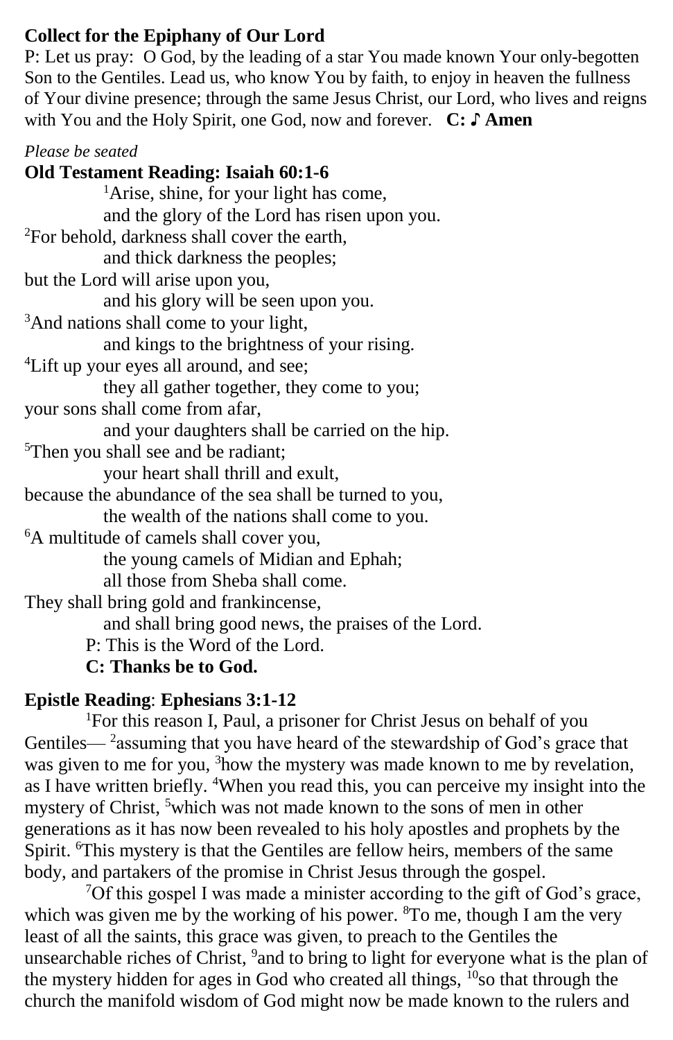**Collect for the Epiphany of Our Lord**

P: Let us pray: O God, by the leading of a star You made known Your only-begotten Son to the Gentiles. Lead us, who know You by faith, to enjoy in heaven the fullness of Your divine presence; through the same Jesus Christ, our Lord, who lives and reigns with You and the Holy Spirit, one God, now and forever. **C: ♪ Amen**

*Please be seated*

**Old Testament Reading: Isaiah 60:1-6**

[1]Arise, shine, for your light has come,
and the glory of the Lord has risen upon you.
[2]For behold, darkness shall cover the earth,
and thick darkness the peoples;
but the Lord will arise upon you,
and his glory will be seen upon you.
[3]And nations shall come to your light,
and kings to the brightness of your rising.
[4]Lift up your eyes all around, and see;
they all gather together, they come to you;
your sons shall come from afar,
and your daughters shall be carried on the hip.
[5]Then you shall see and be radiant;
your heart shall thrill and exult,
because the abundance of the sea shall be turned to you,
the wealth of the nations shall come to you.
[6]A multitude of camels shall cover you,
the young camels of Midian and Ephah;
all those from Sheba shall come.
They shall bring gold and frankincense,
and shall bring good news, the praises of the Lord.

P: This is the Word of the Lord.
**C: Thanks be to God.**

**Epistle Reading**: **Ephesians 3:1-12**

[1]For this reason I, Paul, a prisoner for Christ Jesus on behalf of you Gentiles— [2]assuming that you have heard of the stewardship of God's grace that was given to me for you, [3]how the mystery was made known to me by revelation, as I have written briefly. [4]When you read this, you can perceive my insight into the mystery of Christ, [5]which was not made known to the sons of men in other generations as it has now been revealed to his holy apostles and prophets by the Spirit. [6]This mystery is that the Gentiles are fellow heirs, members of the same body, and partakers of the promise in Christ Jesus through the gospel.

[7]Of this gospel I was made a minister according to the gift of God's grace, which was given me by the working of his power. [8]To me, though I am the very least of all the saints, this grace was given, to preach to the Gentiles the unsearchable riches of Christ, [9]and to bring to light for everyone what is the plan of the mystery hidden for ages in God who created all things, [10]so that through the church the manifold wisdom of God might now be made known to the rulers and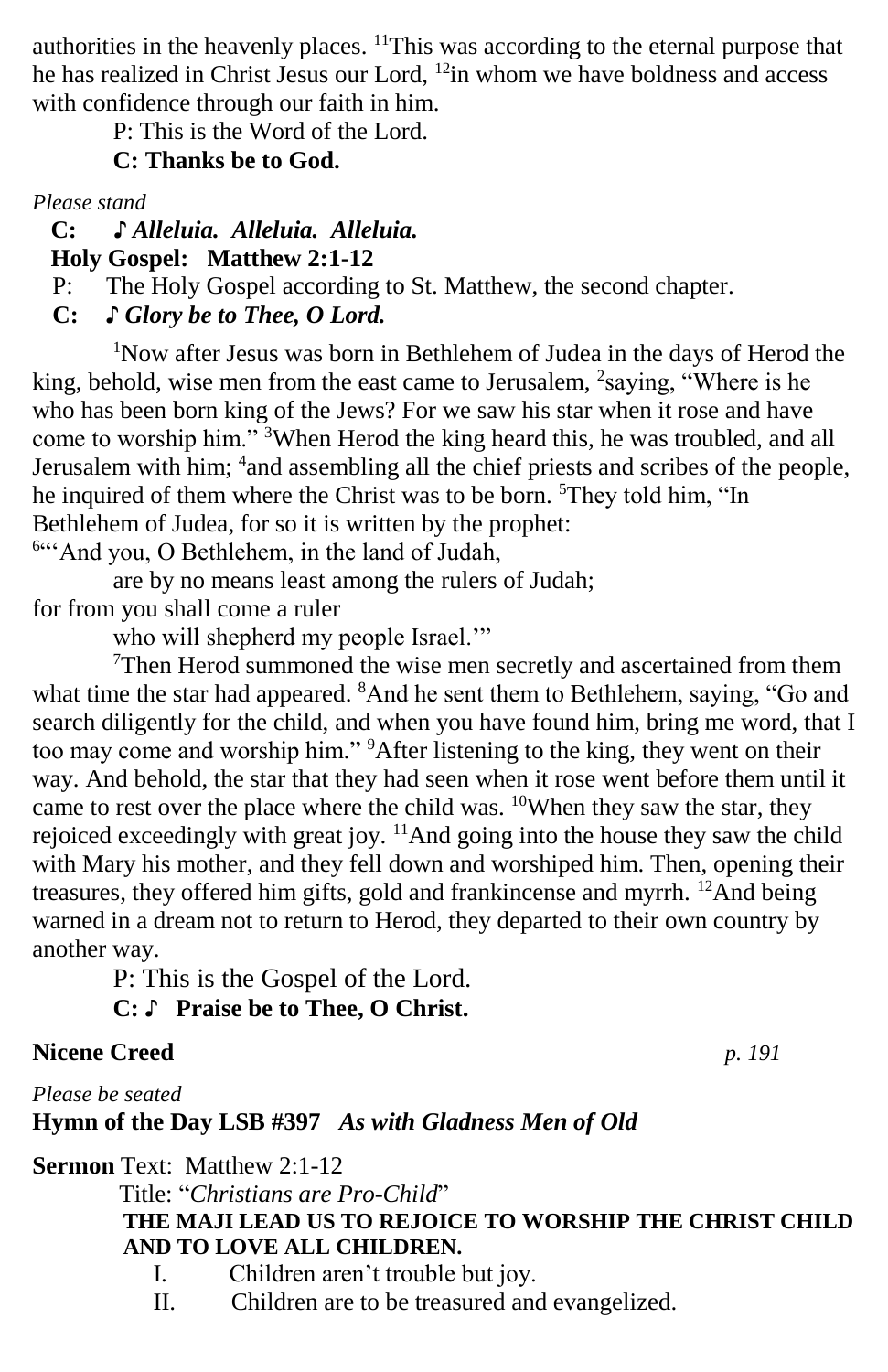authorities in the heavenly places. [11]This was according to the eternal purpose that he has realized in Christ Jesus our Lord, [12]in whom we have boldness and access with confidence through our faith in him.

P: This is the Word of the Lord.

**C: Thanks be to God.**

*Please stand*

**C: ♪ *Alleluia. Alleluia. Alleluia.***

**Holy Gospel: Matthew 2:1-12**

P: The Holy Gospel according to St. Matthew, the second chapter.

**C: ♪ *Glory be to Thee, O Lord.***

[1]Now after Jesus was born in Bethlehem of Judea in the days of Herod the king, behold, wise men from the east came to Jerusalem, [2]saying, "Where is he who has been born king of the Jews? For we saw his star when it rose and have come to worship him." [3]When Herod the king heard this, he was troubled, and all Jerusalem with him; [4]and assembling all the chief priests and scribes of the people, he inquired of them where the Christ was to be born. [5]They told him, "In Bethlehem of Judea, for so it is written by the prophet:

[6]"'And you, O Bethlehem, in the land of Judah,
are by no means least among the rulers of Judah;
for from you shall come a ruler
who will shepherd my people Israel.'"

[7]Then Herod summoned the wise men secretly and ascertained from them what time the star had appeared. [8]And he sent them to Bethlehem, saying, "Go and search diligently for the child, and when you have found him, bring me word, that I too may come and worship him." [9]After listening to the king, they went on their way. And behold, the star that they had seen when it rose went before them until it came to rest over the place where the child was. [10]When they saw the star, they rejoiced exceedingly with great joy. [11]And going into the house they saw the child with Mary his mother, and they fell down and worshiped him. Then, opening their treasures, they offered him gifts, gold and frankincense and myrrh. [12]And being warned in a dream not to return to Herod, they departed to their own country by another way.

P: This is the Gospel of the Lord.

**C: ♪ Praise be to Thee, O Christ.**

**Nicene Creed** *p. 191*

*Please be seated*

**Hymn of the Day LSB #397** ***As with Gladness Men of Old***

**Sermon** Text: Matthew 2:1-12

Title: "*Christians are Pro-Child*"

**THE MAJI LEAD US TO REJOICE TO WORSHIP THE CHRIST CHILD AND TO LOVE ALL CHILDREN.**

I. Children aren't trouble but joy.

II. Children are to be treasured and evangelized.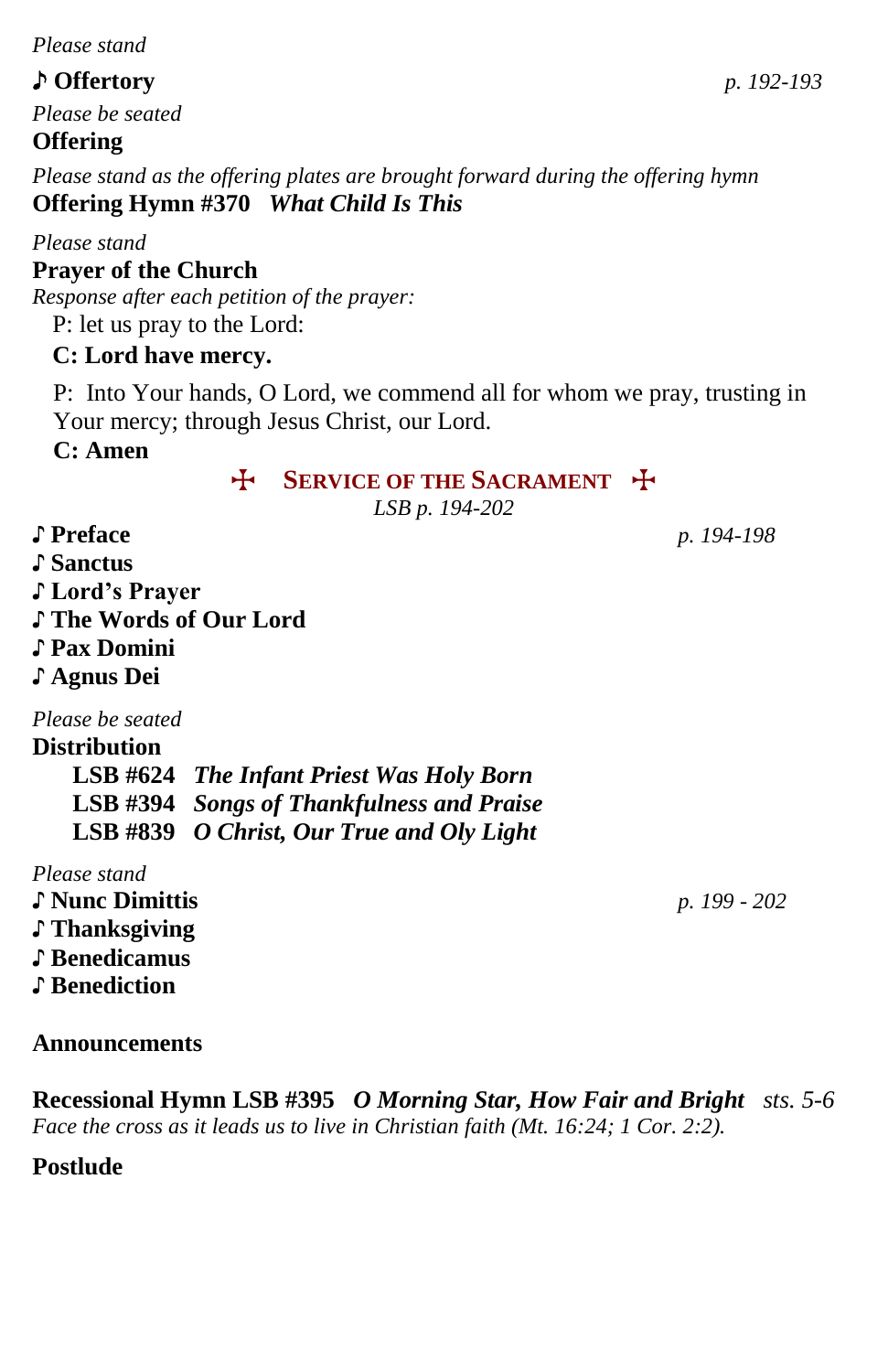*Please stand*

**♪ Offertory** *p. 192-193*

*Please be seated*

**Offering**

*Please stand as the offering plates are brought forward during the offering hymn*

**Offering Hymn #370** ***What Child Is This***

*Please stand*

**Prayer of the Church**

*Response after each petition of the prayer:*

P: let us pray to the Lord:

**C: Lord have mercy.**

P: Into Your hands, O Lord, we commend all for whom we pray, trusting in Your mercy; through Jesus Christ, our Lord.

**C: Amen**

## ☩ SERVICE OF THE SACRAMENT ☩

*LSB p. 194-202*

**♪ Preface** *p. 194-198*

**♪ Sanctus**

**♪ Lord's Prayer**

**♪ The Words of Our Lord**

**♪ Pax Domini**

**♪ Agnus Dei**

*Please be seated*

**Distribution**

**LSB #624** ***The Infant Priest Was Holy Born***

**LSB #394** ***Songs of Thankfulness and Praise***

**LSB #839** ***O Christ, Our True and Oly Light***

*Please stand*

**♪ Nunc Dimittis** *p. 199 - 202*

**♪ Thanksgiving**

**♪ Benedicamus**

**♪ Benediction**

**Announcements**

**Recessional Hymn LSB #395** ***O Morning Star, How Fair and Bright*** *sts. 5-6*

*Face the cross as it leads us to live in Christian faith (Mt. 16:24; 1 Cor. 2:2).*

**Postlude**